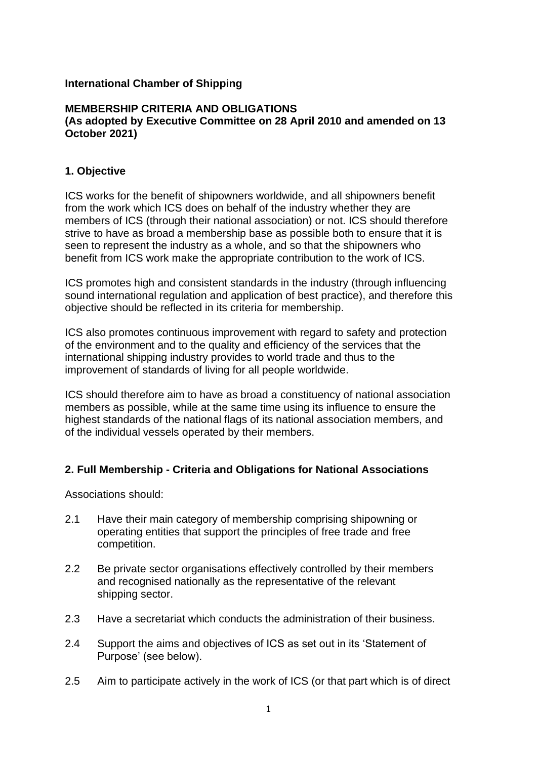**International Chamber of Shipping**

**MEMBERSHIP CRITERIA AND OBLIGATIONS**
**(As adopted by Executive Committee on 28 April 2010 and amended on 13 October 2021)**

## 1. Objective

ICS works for the benefit of shipowners worldwide, and all shipowners benefit from the work which ICS does on behalf of the industry whether they are members of ICS (through their national association) or not. ICS should therefore strive to have as broad a membership base as possible both to ensure that it is seen to represent the industry as a whole, and so that the shipowners who benefit from ICS work make the appropriate contribution to the work of ICS.

ICS promotes high and consistent standards in the industry (through influencing sound international regulation and application of best practice), and therefore this objective should be reflected in its criteria for membership.

ICS also promotes continuous improvement with regard to safety and protection of the environment and to the quality and efficiency of the services that the international shipping industry provides to world trade and thus to the improvement of standards of living for all people worldwide.

ICS should therefore aim to have as broad a constituency of national association members as possible, while at the same time using its influence to ensure the highest standards of the national flags of its national association members, and of the individual vessels operated by their members.

## 2. Full Membership - Criteria and Obligations for National Associations

Associations should:

2.1 Have their main category of membership comprising shipowning or operating entities that support the principles of free trade and free competition.

2.2 Be private sector organisations effectively controlled by their members and recognised nationally as the representative of the relevant shipping sector.

2.3 Have a secretariat which conducts the administration of their business.

2.4 Support the aims and objectives of ICS as set out in its 'Statement of Purpose' (see below).

2.5 Aim to participate actively in the work of ICS (or that part which is of direct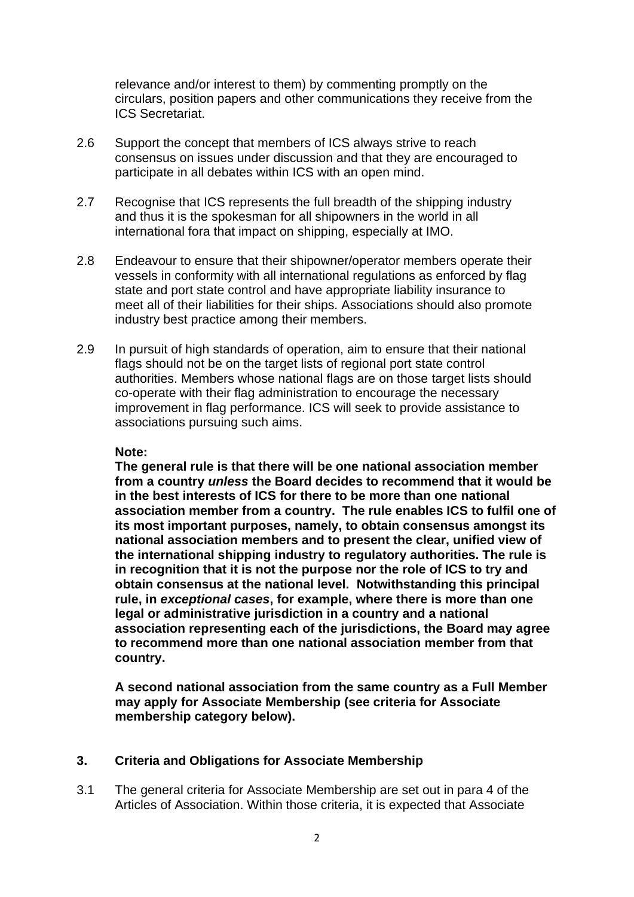relevance and/or interest to them) by commenting promptly on the circulars, position papers and other communications they receive from the ICS Secretariat.

2.6 Support the concept that members of ICS always strive to reach consensus on issues under discussion and that they are encouraged to participate in all debates within ICS with an open mind.

2.7 Recognise that ICS represents the full breadth of the shipping industry and thus it is the spokesman for all shipowners in the world in all international fora that impact on shipping, especially at IMO.

2.8 Endeavour to ensure that their shipowner/operator members operate their vessels in conformity with all international regulations as enforced by flag state and port state control and have appropriate liability insurance to meet all of their liabilities for their ships. Associations should also promote industry best practice among their members.

2.9 In pursuit of high standards of operation, aim to ensure that their national flags should not be on the target lists of regional port state control authorities. Members whose national flags are on those target lists should co-operate with their flag administration to encourage the necessary improvement in flag performance. ICS will seek to provide assistance to associations pursuing such aims.

**Note:**
**The general rule is that there will be one national association member from a country *unless* the Board decides to recommend that it would be in the best interests of ICS for there to be more than one national association member from a country. The rule enables ICS to fulfil one of its most important purposes, namely, to obtain consensus amongst its national association members and to present the clear, unified view of the international shipping industry to regulatory authorities. The rule is in recognition that it is not the purpose nor the role of ICS to try and obtain consensus at the national level. Notwithstanding this principal rule, in *exceptional cases*, for example, where there is more than one legal or administrative jurisdiction in a country and a national association representing each of the jurisdictions, the Board may agree to recommend more than one national association member from that country.**

**A second national association from the same country as a Full Member may apply for Associate Membership (see criteria for Associate membership category below).**

## 3. Criteria and Obligations for Associate Membership

3.1 The general criteria for Associate Membership are set out in para 4 of the Articles of Association. Within those criteria, it is expected that Associate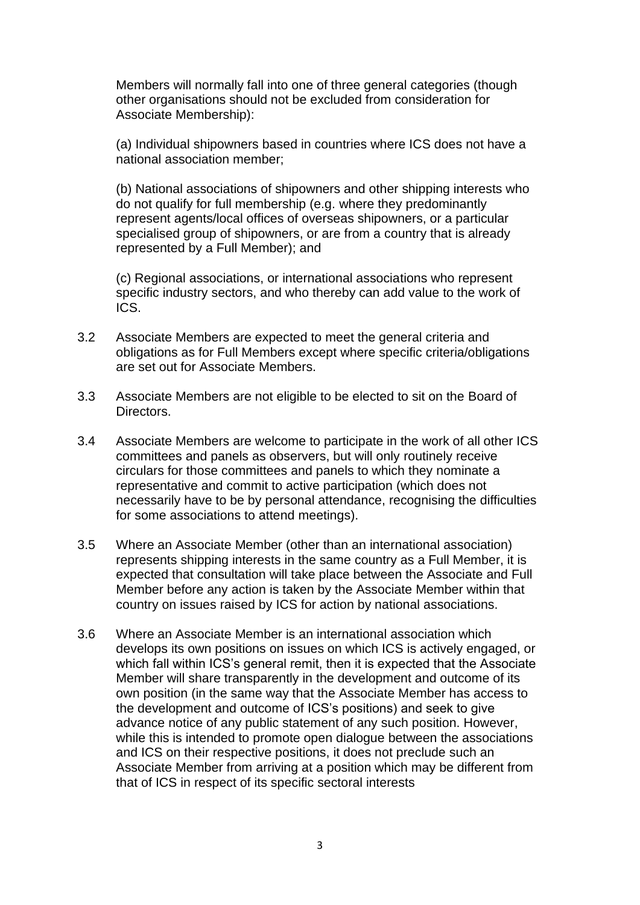Members will normally fall into one of three general categories (though other organisations should not be excluded from consideration for Associate Membership):

(a) Individual shipowners based in countries where ICS does not have a national association member;

(b) National associations of shipowners and other shipping interests who do not qualify for full membership (e.g. where they predominantly represent agents/local offices of overseas shipowners, or a particular specialised group of shipowners, or are from a country that is already represented by a Full Member); and

(c) Regional associations, or international associations who represent specific industry sectors, and who thereby can add value to the work of ICS.

3.2 Associate Members are expected to meet the general criteria and obligations as for Full Members except where specific criteria/obligations are set out for Associate Members.

3.3 Associate Members are not eligible to be elected to sit on the Board of Directors.

3.4 Associate Members are welcome to participate in the work of all other ICS committees and panels as observers, but will only routinely receive circulars for those committees and panels to which they nominate a representative and commit to active participation (which does not necessarily have to be by personal attendance, recognising the difficulties for some associations to attend meetings).

3.5 Where an Associate Member (other than an international association) represents shipping interests in the same country as a Full Member, it is expected that consultation will take place between the Associate and Full Member before any action is taken by the Associate Member within that country on issues raised by ICS for action by national associations.

3.6 Where an Associate Member is an international association which develops its own positions on issues on which ICS is actively engaged, or which fall within ICS's general remit, then it is expected that the Associate Member will share transparently in the development and outcome of its own position (in the same way that the Associate Member has access to the development and outcome of ICS's positions) and seek to give advance notice of any public statement of any such position. However, while this is intended to promote open dialogue between the associations and ICS on their respective positions, it does not preclude such an Associate Member from arriving at a position which may be different from that of ICS in respect of its specific sectoral interests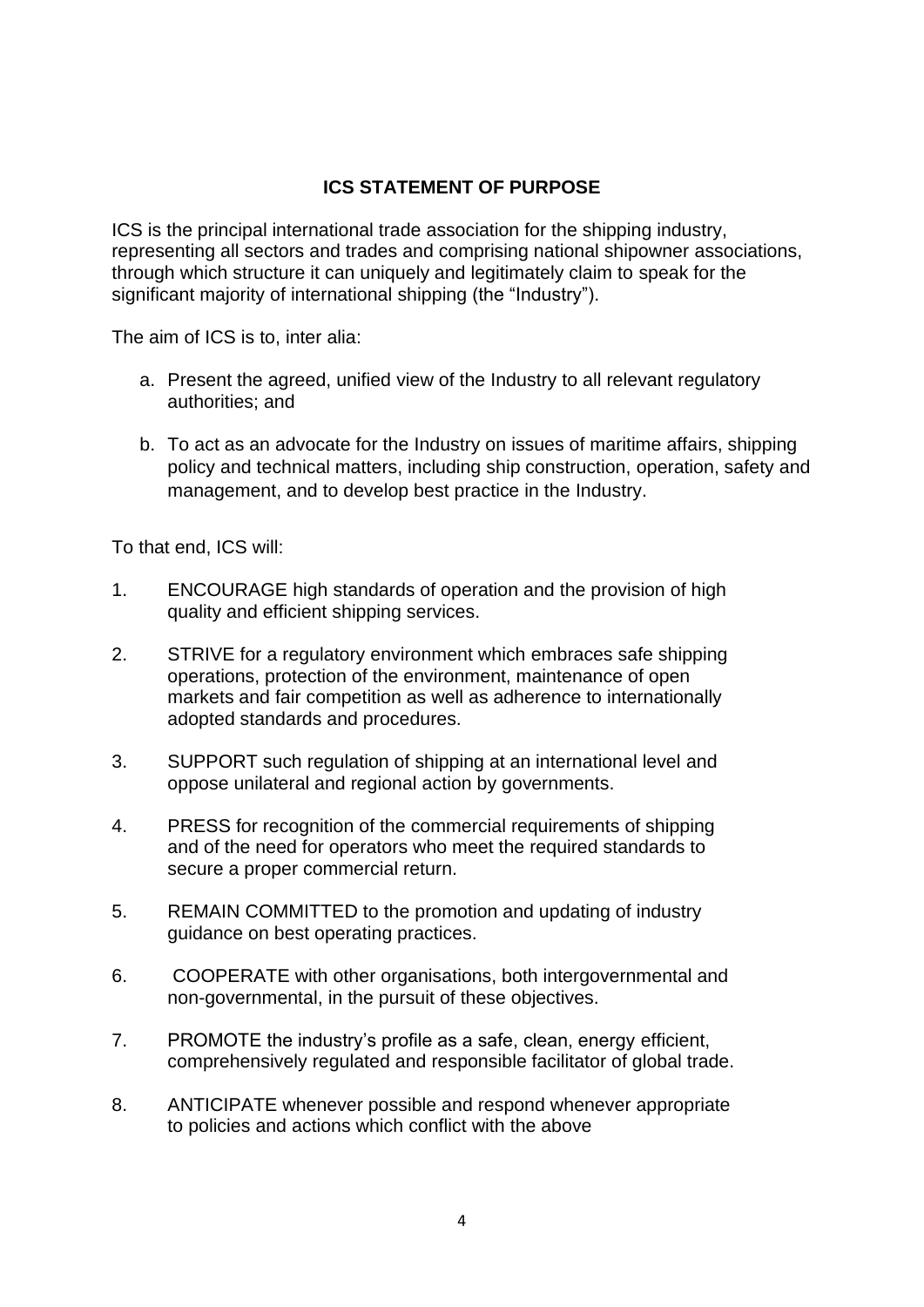## ICS STATEMENT OF PURPOSE

ICS is the principal international trade association for the shipping industry, representing all sectors and trades and comprising national shipowner associations, through which structure it can uniquely and legitimately claim to speak for the significant majority of international shipping (the "Industry").

The aim of ICS is to, inter alia:

a. Present the agreed, unified view of the Industry to all relevant regulatory authorities; and

b. To act as an advocate for the Industry on issues of maritime affairs, shipping policy and technical matters, including ship construction, operation, safety and management, and to develop best practice in the Industry.

To that end, ICS will:

1. ENCOURAGE high standards of operation and the provision of high quality and efficient shipping services.

2. STRIVE for a regulatory environment which embraces safe shipping operations, protection of the environment, maintenance of open markets and fair competition as well as adherence to internationally adopted standards and procedures.

3. SUPPORT such regulation of shipping at an international level and oppose unilateral and regional action by governments.

4. PRESS for recognition of the commercial requirements of shipping and of the need for operators who meet the required standards to secure a proper commercial return.

5. REMAIN COMMITTED to the promotion and updating of industry guidance on best operating practices.

6. COOPERATE with other organisations, both intergovernmental and non-governmental, in the pursuit of these objectives.

7. PROMOTE the industry's profile as a safe, clean, energy efficient, comprehensively regulated and responsible facilitator of global trade.

8. ANTICIPATE whenever possible and respond whenever appropriate to policies and actions which conflict with the above